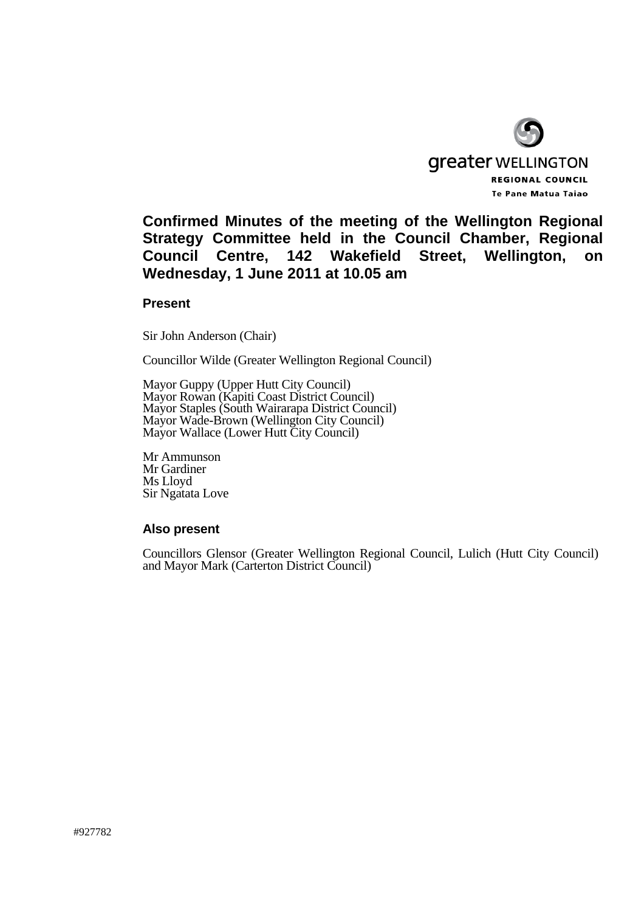greater WELLINGTON
REGIONAL COUNCIL
Te Pane Matua Taiao

# Confirmed Minutes of the meeting of the Wellington Regional Strategy Committee held in the Council Chamber, Regional Council Centre, 142 Wakefield Street, Wellington, on Wednesday, 1 June 2011 at 10.05 am

## Present

Sir John Anderson (Chair)

Councillor Wilde (Greater Wellington Regional Council)

Mayor Guppy (Upper Hutt City Council)
Mayor Rowan (Kapiti Coast District Council)
Mayor Staples (South Wairarapa District Council)
Mayor Wade-Brown (Wellington City Council)
Mayor Wallace (Lower Hutt City Council)

Mr Ammunson
Mr Gardiner
Ms Lloyd
Sir Ngatata Love

## Also present

Councillors Glensor (Greater Wellington Regional Council, Lulich (Hutt City Council) and Mayor Mark (Carterton District Council)

#927782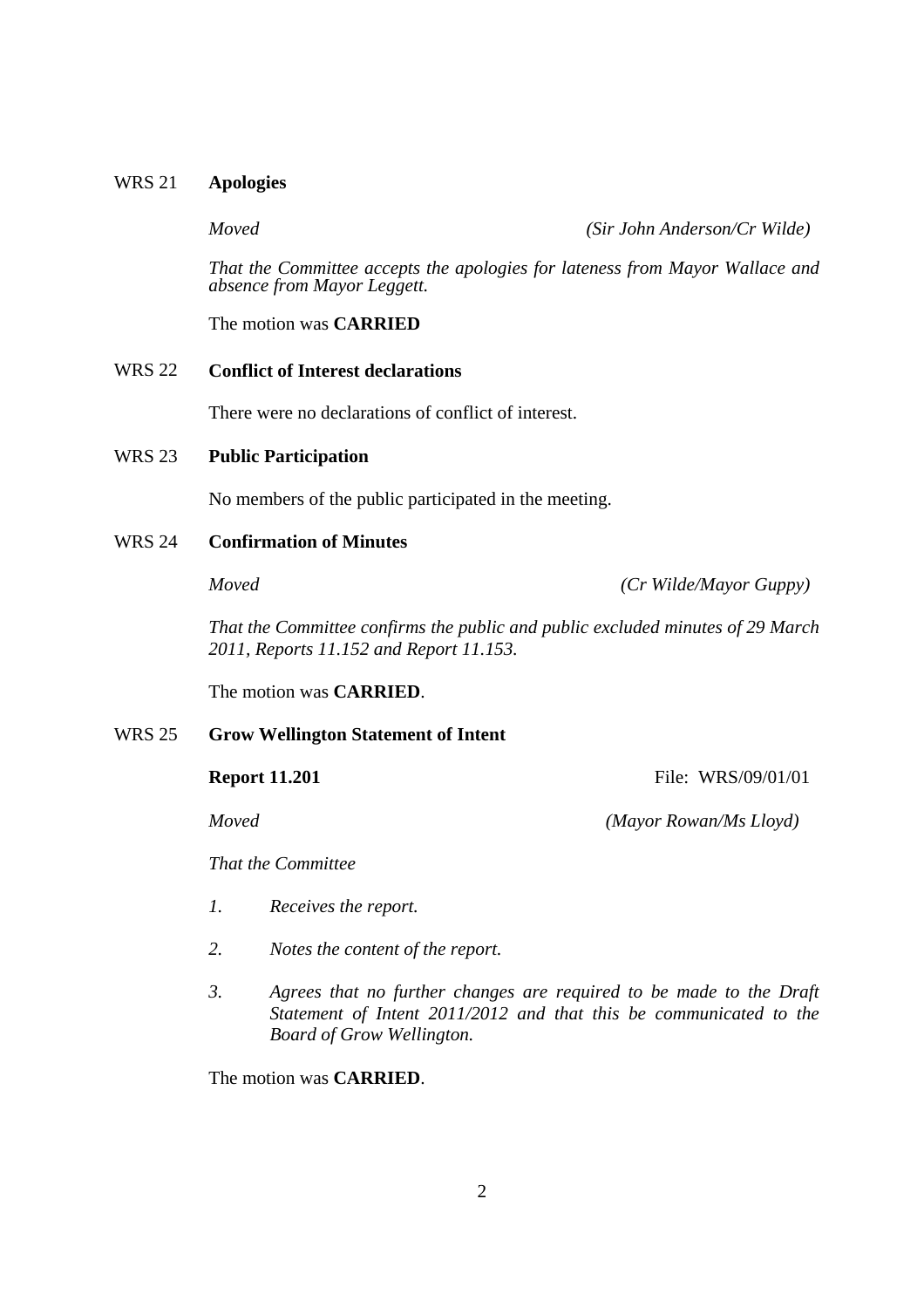WRS 21 **Apologies**

*Moved* *(Sir John Anderson/Cr Wilde)*

*That the Committee accepts the apologies for lateness from Mayor Wallace and absence from Mayor Leggett.*

The motion was **CARRIED**

WRS 22 **Conflict of Interest declarations**

There were no declarations of conflict of interest.

WRS 23 **Public Participation**

No members of the public participated in the meeting.

WRS 24 **Confirmation of Minutes**

*Moved* *(Cr Wilde/Mayor Guppy)*

*That the Committee confirms the public and public excluded minutes of 29 March 2011, Reports 11.152 and Report 11.153.*

The motion was **CARRIED**.

WRS 25 **Grow Wellington Statement of Intent**

**Report 11.201** File: WRS/09/01/01

*Moved* *(Mayor Rowan/Ms Lloyd)*

*That the Committee*

1. *Receives the report.*
2. *Notes the content of the report.*
3. *Agrees that no further changes are required to be made to the Draft Statement of Intent 2011/2012 and that this be communicated to the Board of Grow Wellington.*

The motion was **CARRIED**.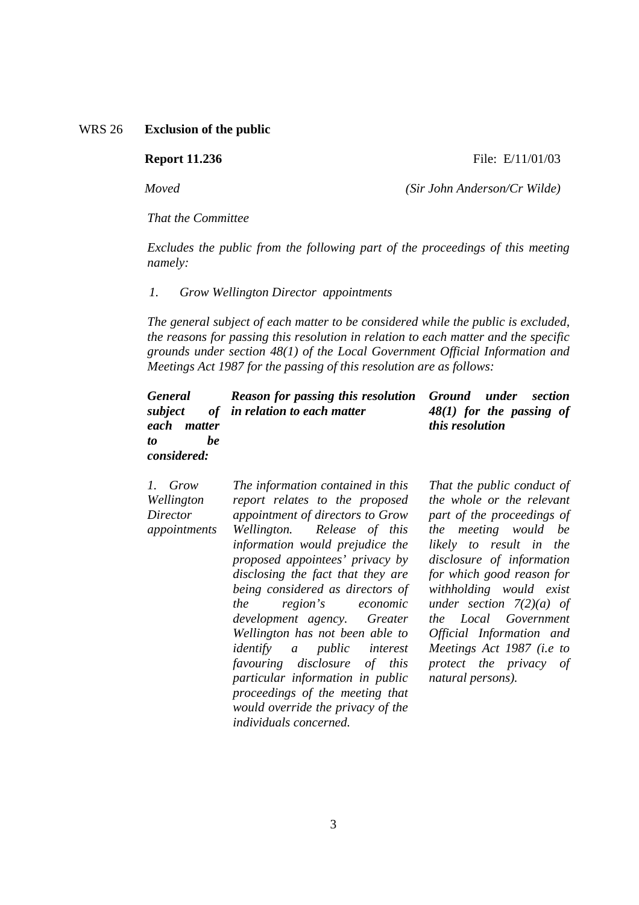WRS 26 **Exclusion of the public**

**Report 11.236** File: E/11/01/03

*Moved* *(Sir John Anderson/Cr Wilde)*

*That the Committee*

*Excludes the public from the following part of the proceedings of this meeting namely:*

*1. Grow Wellington Director appointments*

*The general subject of each matter to be considered while the public is excluded, the reasons for passing this resolution in relation to each matter and the specific grounds under section 48(1) of the Local Government Official Information and Meetings Act 1987 for the passing of this resolution are as follows:*

| ***General subject of each matter to be considered:*** | ***Reason for passing this resolution in relation to each matter*** | ***Ground under section 48(1) for the passing of this resolution*** |
|---|---|---|
| *1. Grow Wellington Director appointments* | *The information contained in this report relates to the proposed appointment of directors to Grow Wellington. Release of this information would prejudice the proposed appointees' privacy by disclosing the fact that they are being considered as directors of the region's economic development agency. Greater Wellington has not been able to identify a public interest favouring disclosure of this particular information in public proceedings of the meeting that would override the privacy of the individuals concerned.* | *That the public conduct of the whole or the relevant part of the proceedings of the meeting would be likely to result in the disclosure of information for which good reason for withholding would exist under section 7(2)(a) of the Local Government Official Information and Meetings Act 1987 (i.e to protect the privacy of natural persons).* |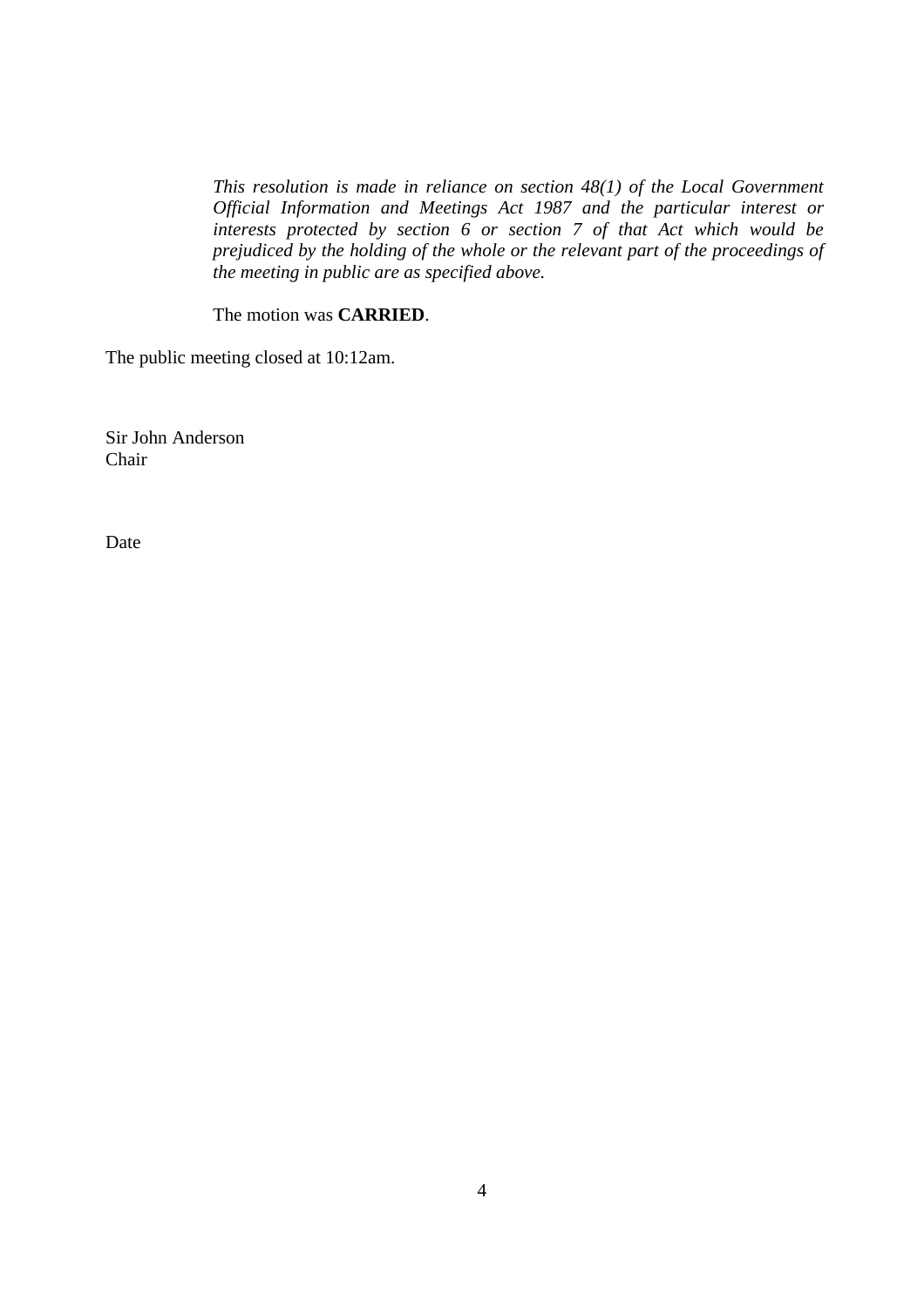*This resolution is made in reliance on section 48(1) of the Local Government Official Information and Meetings Act 1987 and the particular interest or interests protected by section 6 or section 7 of that Act which would be prejudiced by the holding of the whole or the relevant part of the proceedings of the meeting in public are as specified above.*

The motion was **CARRIED**.

The public meeting closed at 10:12am.

Sir John Anderson
Chair

Date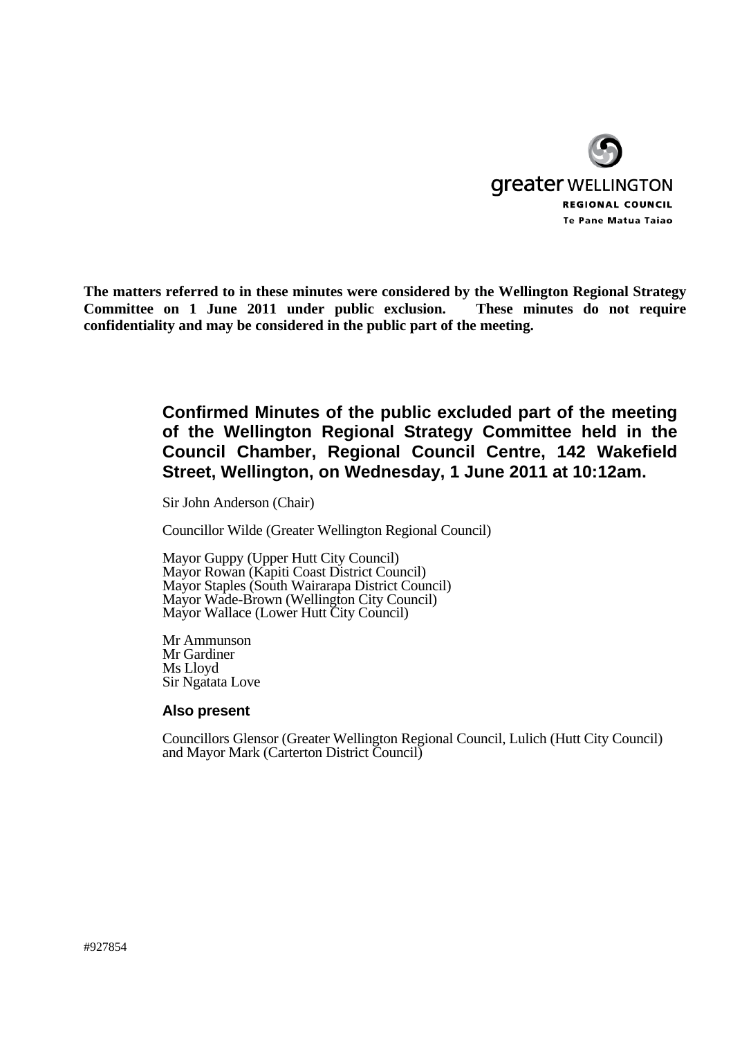greater WELLINGTON
REGIONAL COUNCIL
Te Pane Matua Taiao

**The matters referred to in these minutes were considered by the Wellington Regional Strategy Committee on 1 June 2011 under public exclusion. These minutes do not require confidentiality and may be considered in the public part of the meeting.**

# Confirmed Minutes of the public excluded part of the meeting of the Wellington Regional Strategy Committee held in the Council Chamber, Regional Council Centre, 142 Wakefield Street, Wellington, on Wednesday, 1 June 2011 at 10:12am.

Sir John Anderson (Chair)

Councillor Wilde (Greater Wellington Regional Council)

Mayor Guppy (Upper Hutt City Council)
Mayor Rowan (Kapiti Coast District Council)
Mayor Staples (South Wairarapa District Council)
Mayor Wade-Brown (Wellington City Council)
Mayor Wallace (Lower Hutt City Council)

Mr Ammunson
Mr Gardiner
Ms Lloyd
Sir Ngatata Love

## Also present

Councillors Glensor (Greater Wellington Regional Council, Lulich (Hutt City Council) and Mayor Mark (Carterton District Council)

#927854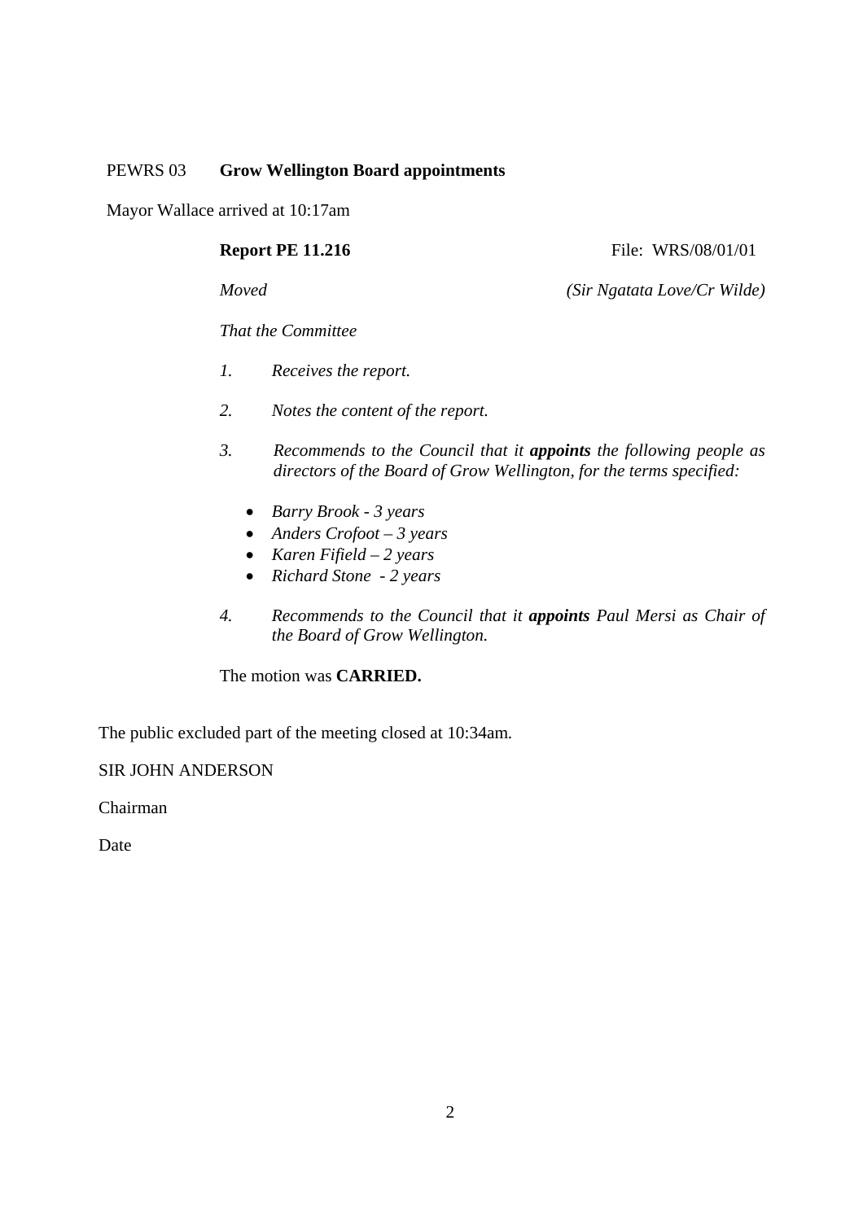PEWRS 03 **Grow Wellington Board appointments**

Mayor Wallace arrived at 10:17am

**Report PE 11.216** File: WRS/08/01/01

*Moved* *(Sir Ngatata Love/Cr Wilde)*

*That the Committee*

1. *Receives the report.*
2. *Notes the content of the report.*
3. *Recommends to the Council that it **appoints** the following people as directors of the Board of Grow Wellington, for the terms specified:*
   - *Barry Brook - 3 years*
   - *Anders Crofoot – 3 years*
   - *Karen Fifield – 2 years*
   - *Richard Stone - 2 years*
4. *Recommends to the Council that it **appoints** Paul Mersi as Chair of the Board of Grow Wellington.*

The motion was **CARRIED.**

The public excluded part of the meeting closed at 10:34am.

SIR JOHN ANDERSON

Chairman

Date